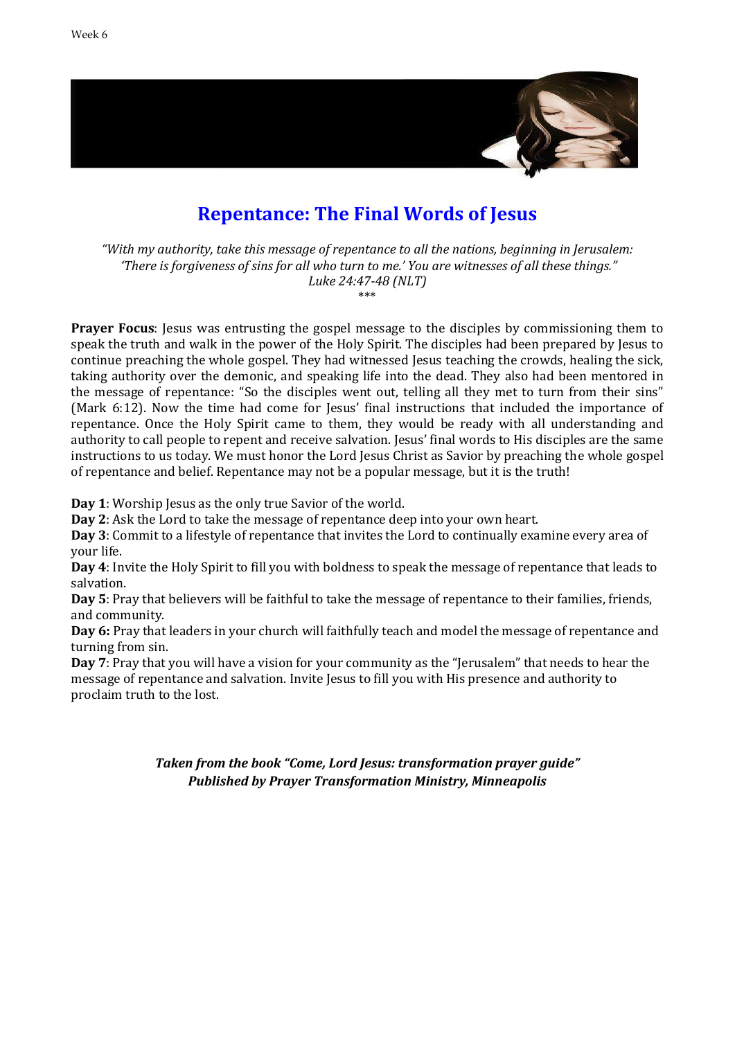Week 6

# Repentance: The Final Words of Jesus

*"With my authority, take this message of repentance to all the nations, beginning in Jerusalem: 'There is forgiveness of sins for all who turn to me.' You are witnesses of all these things."*
*Luke 24:47-48 (NLT)*
\*\*\*

**Prayer Focus**: Jesus was entrusting the gospel message to the disciples by commissioning them to speak the truth and walk in the power of the Holy Spirit. The disciples had been prepared by Jesus to continue preaching the whole gospel. They had witnessed Jesus teaching the crowds, healing the sick, taking authority over the demonic, and speaking life into the dead. They also had been mentored in the message of repentance: "So the disciples went out, telling all they met to turn from their sins" (Mark 6:12). Now the time had come for Jesus' final instructions that included the importance of repentance. Once the Holy Spirit came to them, they would be ready with all understanding and authority to call people to repent and receive salvation. Jesus' final words to His disciples are the same instructions to us today. We must honor the Lord Jesus Christ as Savior by preaching the whole gospel of repentance and belief. Repentance may not be a popular message, but it is the truth!

**Day 1**: Worship Jesus as the only true Savior of the world.
**Day 2**: Ask the Lord to take the message of repentance deep into your own heart.
**Day 3**: Commit to a lifestyle of repentance that invites the Lord to continually examine every area of your life.
**Day 4**: Invite the Holy Spirit to fill you with boldness to speak the message of repentance that leads to salvation.
**Day 5**: Pray that believers will be faithful to take the message of repentance to their families, friends, and community.
**Day 6:** Pray that leaders in your church will faithfully teach and model the message of repentance and turning from sin.
**Day 7**: Pray that you will have a vision for your community as the "Jerusalem" that needs to hear the message of repentance and salvation. Invite Jesus to fill you with His presence and authority to proclaim truth to the lost.

***Taken from the book "Come, Lord Jesus: transformation prayer guide"***
***Published by Prayer Transformation Ministry, Minneapolis***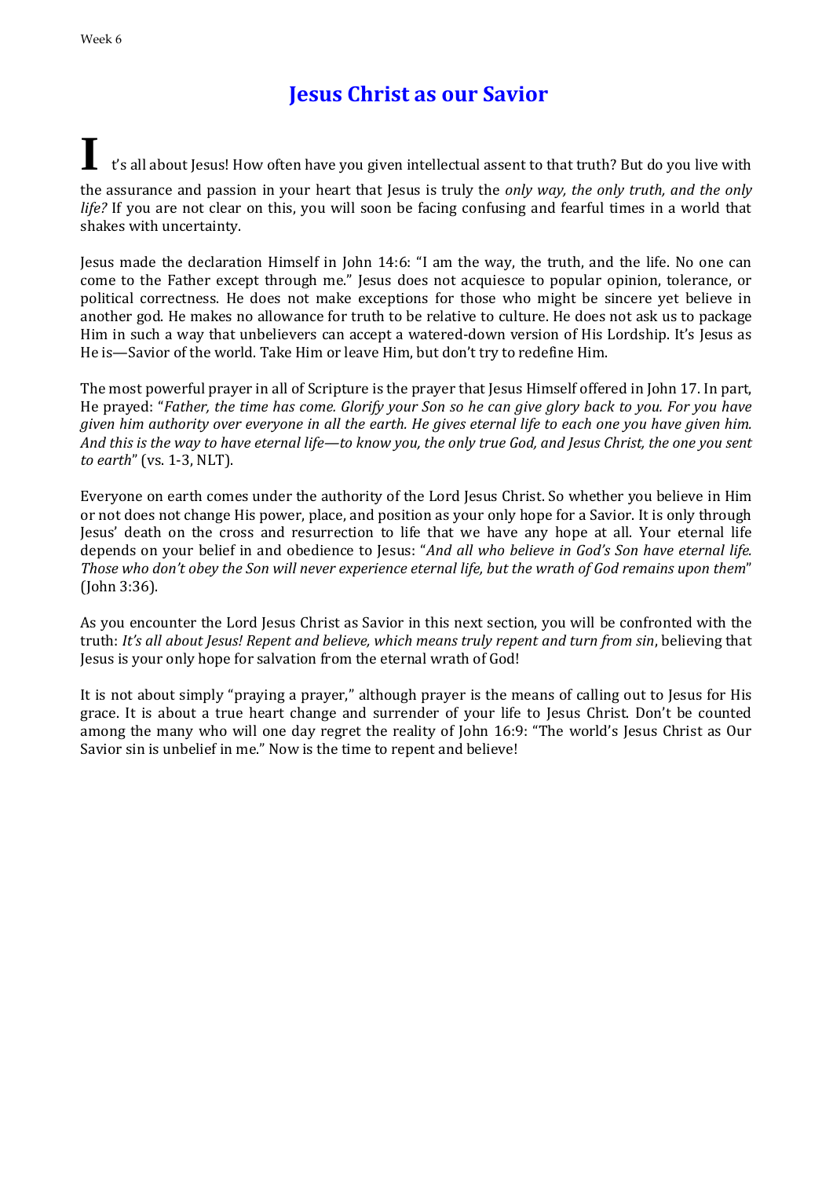# Jesus Christ as our Savior

It's all about Jesus! How often have you given intellectual assent to that truth? But do you live with the assurance and passion in your heart that Jesus is truly the *only way, the only truth, and the only life?* If you are not clear on this, you will soon be facing confusing and fearful times in a world that shakes with uncertainty.

Jesus made the declaration Himself in John 14:6: "I am the way, the truth, and the life. No one can come to the Father except through me." Jesus does not acquiesce to popular opinion, tolerance, or political correctness. He does not make exceptions for those who might be sincere yet believe in another god. He makes no allowance for truth to be relative to culture. He does not ask us to package Him in such a way that unbelievers can accept a watered-down version of His Lordship. It's Jesus as He is—Savior of the world. Take Him or leave Him, but don't try to redefine Him.

The most powerful prayer in all of Scripture is the prayer that Jesus Himself offered in John 17. In part, He prayed: "*Father, the time has come. Glorify your Son so he can give glory back to you. For you have given him authority over everyone in all the earth. He gives eternal life to each one you have given him. And this is the way to have eternal life—to know you, the only true God, and Jesus Christ, the one you sent to earth*" (vs. 1-3, NLT).

Everyone on earth comes under the authority of the Lord Jesus Christ. So whether you believe in Him or not does not change His power, place, and position as your only hope for a Savior. It is only through Jesus' death on the cross and resurrection to life that we have any hope at all. Your eternal life depends on your belief in and obedience to Jesus: "*And all who believe in God's Son have eternal life. Those who don't obey the Son will never experience eternal life, but the wrath of God remains upon them*" (John 3:36).

As you encounter the Lord Jesus Christ as Savior in this next section, you will be confronted with the truth: *It's all about Jesus! Repent and believe, which means truly repent and turn from sin*, believing that Jesus is your only hope for salvation from the eternal wrath of God!

It is not about simply "praying a prayer," although prayer is the means of calling out to Jesus for His grace. It is about a true heart change and surrender of your life to Jesus Christ. Don't be counted among the many who will one day regret the reality of John 16:9: "The world's Jesus Christ as Our Savior sin is unbelief in me." Now is the time to repent and believe!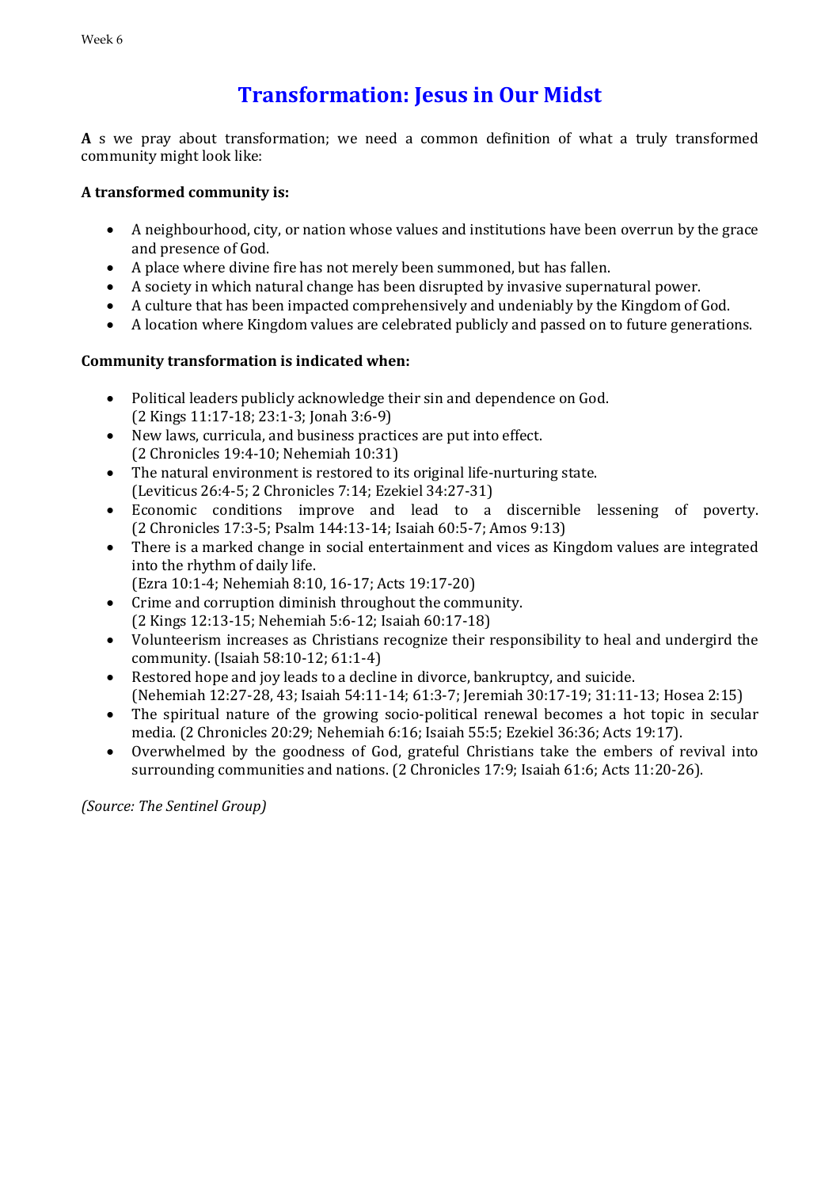# Transformation: Jesus in Our Midst

**A**s we pray about transformation; we need a common definition of what a truly transformed community might look like:

**A transformed community is:**

- A neighbourhood, city, or nation whose values and institutions have been overrun by the grace and presence of God.
- A place where divine fire has not merely been summoned, but has fallen.
- A society in which natural change has been disrupted by invasive supernatural power.
- A culture that has been impacted comprehensively and undeniably by the Kingdom of God.
- A location where Kingdom values are celebrated publicly and passed on to future generations.

**Community transformation is indicated when:**

- Political leaders publicly acknowledge their sin and dependence on God. (2 Kings 11:17-18; 23:1-3; Jonah 3:6-9)
- New laws, curricula, and business practices are put into effect. (2 Chronicles 19:4-10; Nehemiah 10:31)
- The natural environment is restored to its original life-nurturing state. (Leviticus 26:4-5; 2 Chronicles 7:14; Ezekiel 34:27-31)
- Economic conditions improve and lead to a discernible lessening of poverty. (2 Chronicles 17:3-5; Psalm 144:13-14; Isaiah 60:5-7; Amos 9:13)
- There is a marked change in social entertainment and vices as Kingdom values are integrated into the rhythm of daily life. (Ezra 10:1-4; Nehemiah 8:10, 16-17; Acts 19:17-20)
- Crime and corruption diminish throughout the community. (2 Kings 12:13-15; Nehemiah 5:6-12; Isaiah 60:17-18)
- Volunteerism increases as Christians recognize their responsibility to heal and undergird the community. (Isaiah 58:10-12; 61:1-4)
- Restored hope and joy leads to a decline in divorce, bankruptcy, and suicide. (Nehemiah 12:27-28, 43; Isaiah 54:11-14; 61:3-7; Jeremiah 30:17-19; 31:11-13; Hosea 2:15)
- The spiritual nature of the growing socio-political renewal becomes a hot topic in secular media. (2 Chronicles 20:29; Nehemiah 6:16; Isaiah 55:5; Ezekiel 36:36; Acts 19:17).
- Overwhelmed by the goodness of God, grateful Christians take the embers of revival into surrounding communities and nations. (2 Chronicles 17:9; Isaiah 61:6; Acts 11:20-26).

*(Source: The Sentinel Group)*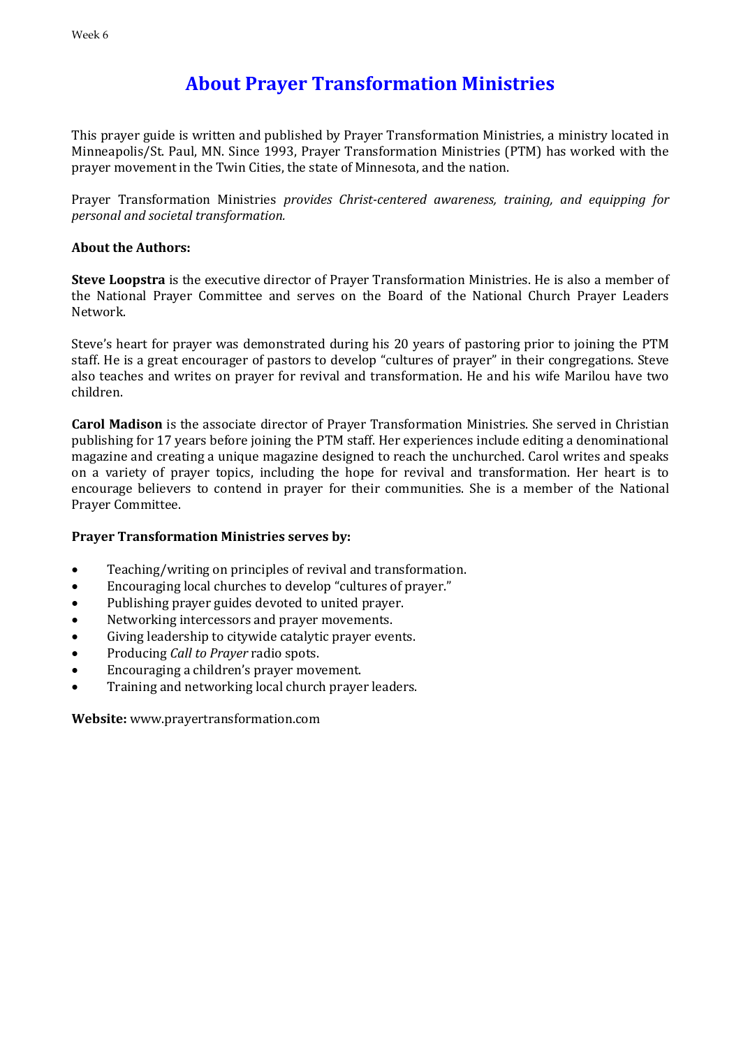# About Prayer Transformation Ministries

This prayer guide is written and published by Prayer Transformation Ministries, a ministry located in Minneapolis/St. Paul, MN. Since 1993, Prayer Transformation Ministries (PTM) has worked with the prayer movement in the Twin Cities, the state of Minnesota, and the nation.

Prayer Transformation Ministries *provides Christ-centered awareness, training, and equipping for personal and societal transformation.*

**About the Authors:**

**Steve Loopstra** is the executive director of Prayer Transformation Ministries. He is also a member of the National Prayer Committee and serves on the Board of the National Church Prayer Leaders Network.

Steve's heart for prayer was demonstrated during his 20 years of pastoring prior to joining the PTM staff. He is a great encourager of pastors to develop "cultures of prayer" in their congregations. Steve also teaches and writes on prayer for revival and transformation. He and his wife Marilou have two children.

**Carol Madison** is the associate director of Prayer Transformation Ministries. She served in Christian publishing for 17 years before joining the PTM staff. Her experiences include editing a denominational magazine and creating a unique magazine designed to reach the unchurched. Carol writes and speaks on a variety of prayer topics, including the hope for revival and transformation. Her heart is to encourage believers to contend in prayer for their communities. She is a member of the National Prayer Committee.

**Prayer Transformation Ministries serves by:**

- Teaching/writing on principles of revival and transformation.
- Encouraging local churches to develop "cultures of prayer."
- Publishing prayer guides devoted to united prayer.
- Networking intercessors and prayer movements.
- Giving leadership to citywide catalytic prayer events.
- Producing *Call to Prayer* radio spots.
- Encouraging a children's prayer movement.
- Training and networking local church prayer leaders.

**Website:** www.prayertransformation.com